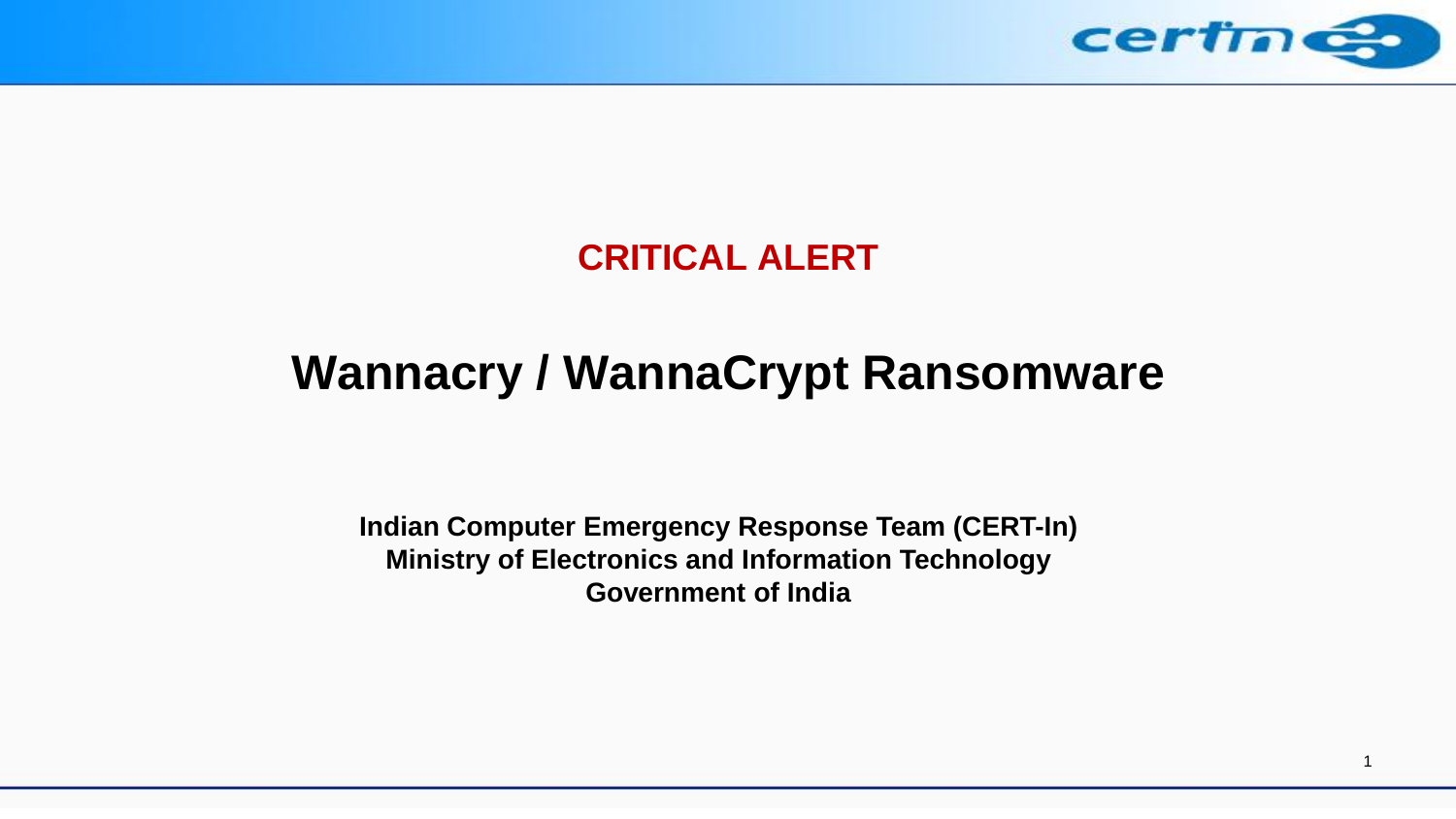**CRITICAL ALERT**

# Wannacry / WannaCrypt Ransomware

**Indian Computer Emergency Response Team (CERT-In)**
**Ministry of Electronics and Information Technology**
**Government of India**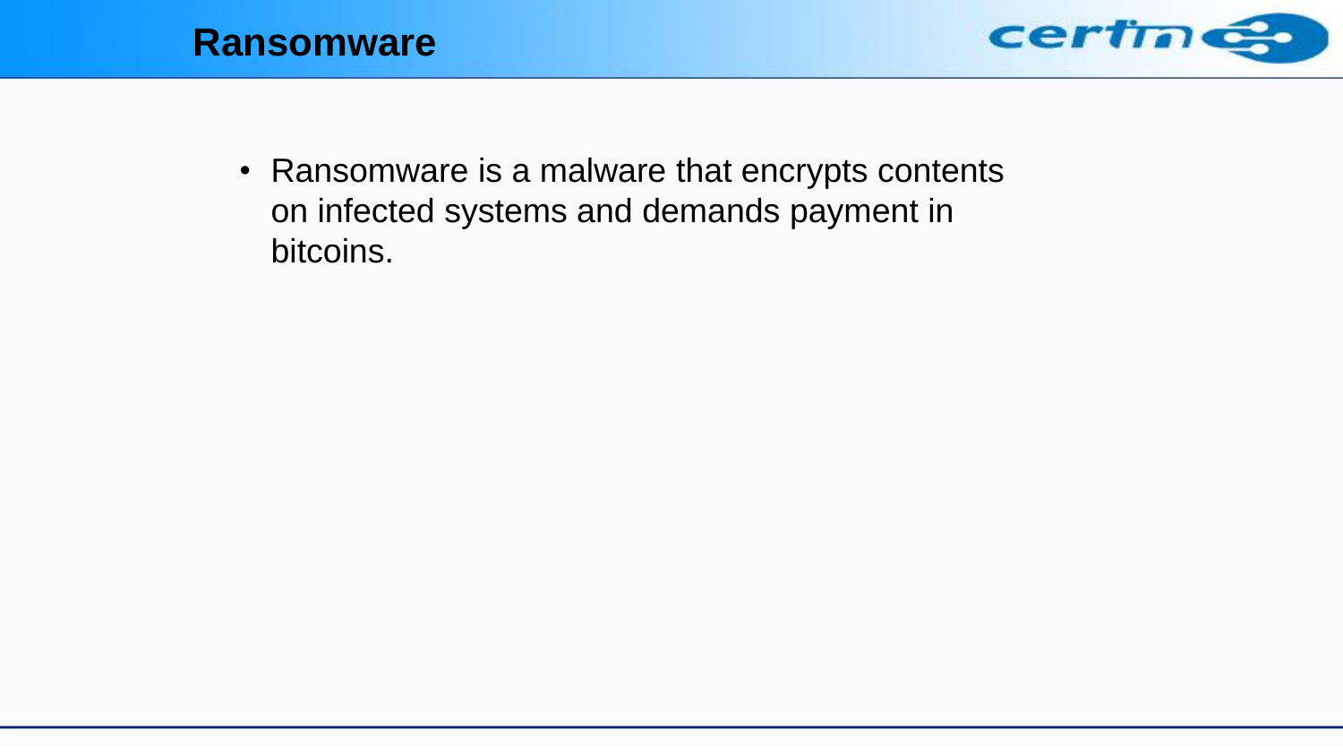# Ransomware

- Ransomware is a malware that encrypts contents on infected systems and demands payment in bitcoins.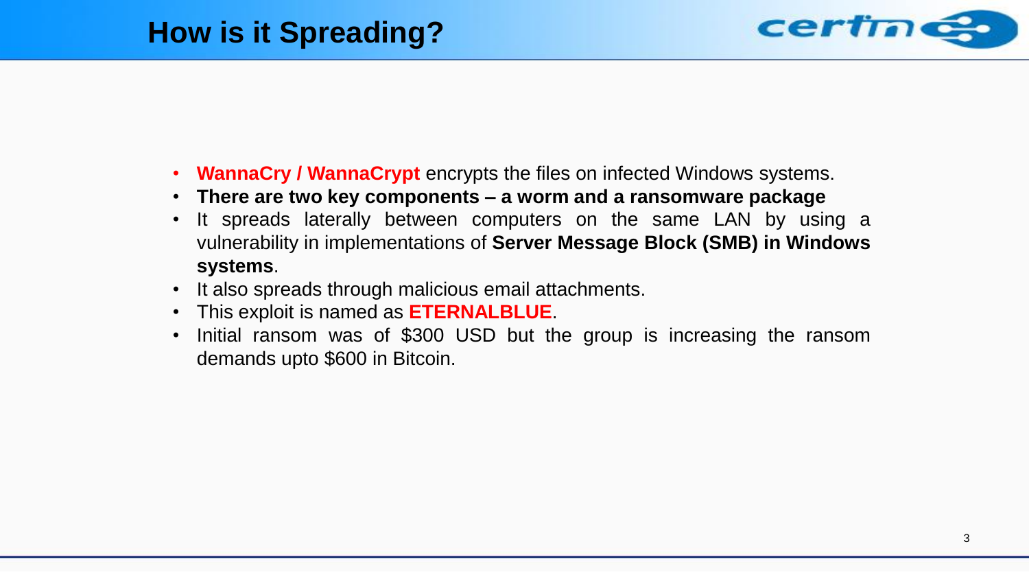# How is it Spreading?

- **WannaCry / WannaCrypt** encrypts the files on infected Windows systems.
- **There are two key components – a worm and a ransomware package**
- It spreads laterally between computers on the same LAN by using a vulnerability in implementations of **Server Message Block (SMB) in Windows systems**.
- It also spreads through malicious email attachments.
- This exploit is named as **ETERNALBLUE**.
- Initial ransom was of $300 USD but the group is increasing the ransom demands upto $600 in Bitcoin.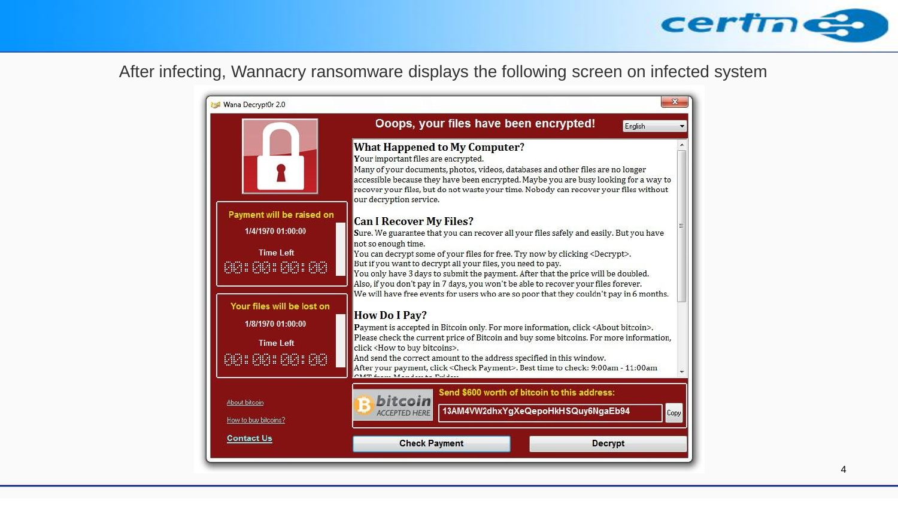After infecting, Wannacry ransomware displays the following screen on infected system

Wana Decrypt0r 2.0

## Ooops, your files have been encrypted!

English

Payment will be raised on

1/4/1970 01:00:00

Time Left

00:00:00:00

Your files will be lost on

1/8/1970 01:00:00

Time Left

00:00:00:00

### What Happened to My Computer?

Your important files are encrypted.

Many of your documents, photos, videos, databases and other files are no longer accessible because they have been encrypted. Maybe you are busy looking for a way to recover your files, but do not waste your time. Nobody can recover your files without our decryption service.

### Can I Recover My Files?

Sure. We guarantee that you can recover all your files safely and easily. But you have not so enough time.

You can decrypt some of your files for free. Try now by clicking <Decrypt>.

But if you want to decrypt all your files, you need to pay.

You only have 3 days to submit the payment. After that the price will be doubled.

Also, if you don't pay in 7 days, you won't be able to recover your files forever.

We will have free events for users who are so poor that they couldn't pay in 6 months.

### How Do I Pay?

Payment is accepted in Bitcoin only. For more information, click <About bitcoin>.

Please check the current price of Bitcoin and buy some bitcoins. For more information, click <How to buy bitcoins>.

And send the correct amount to the address specified in this window.

After your payment, click <Check Payment>. Best time to check: 9:00am - 11:00am

About bitcoin

How to buy bitcoins?

Contact Us

bitcoin ACCEPTED HERE

Send $600 worth of bitcoin to this address:

13AM4VW2dhxYgXeQepoHkHSQuy6NgaEb94

Copy

Check Payment

Decrypt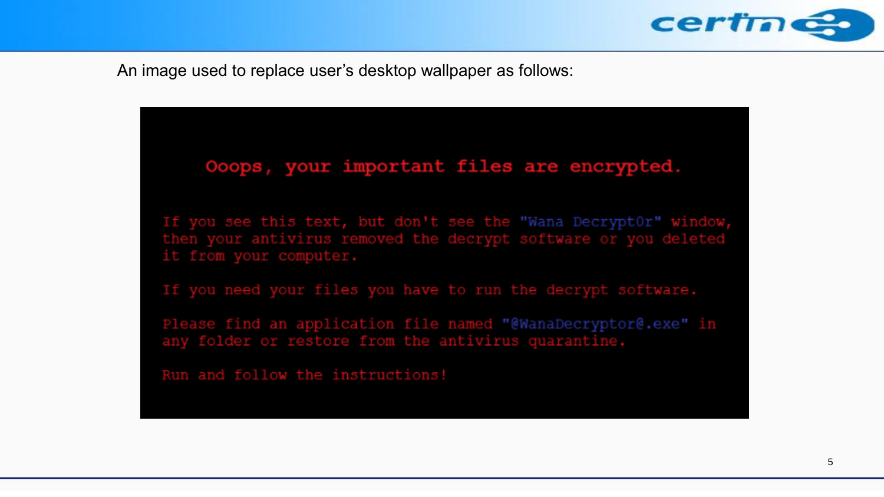An image used to replace user's desktop wallpaper as follows:

Ooops, your important files are encrypted.

If you see this text, but don't see the "Wana Decrypt0r" window, then your antivirus removed the decrypt software or you deleted it from your computer.

If you need your files you have to run the decrypt software.

Please find an application file named "@WanaDecryptor@.exe" in any folder or restore from the antivirus quarantine.

Run and follow the instructions!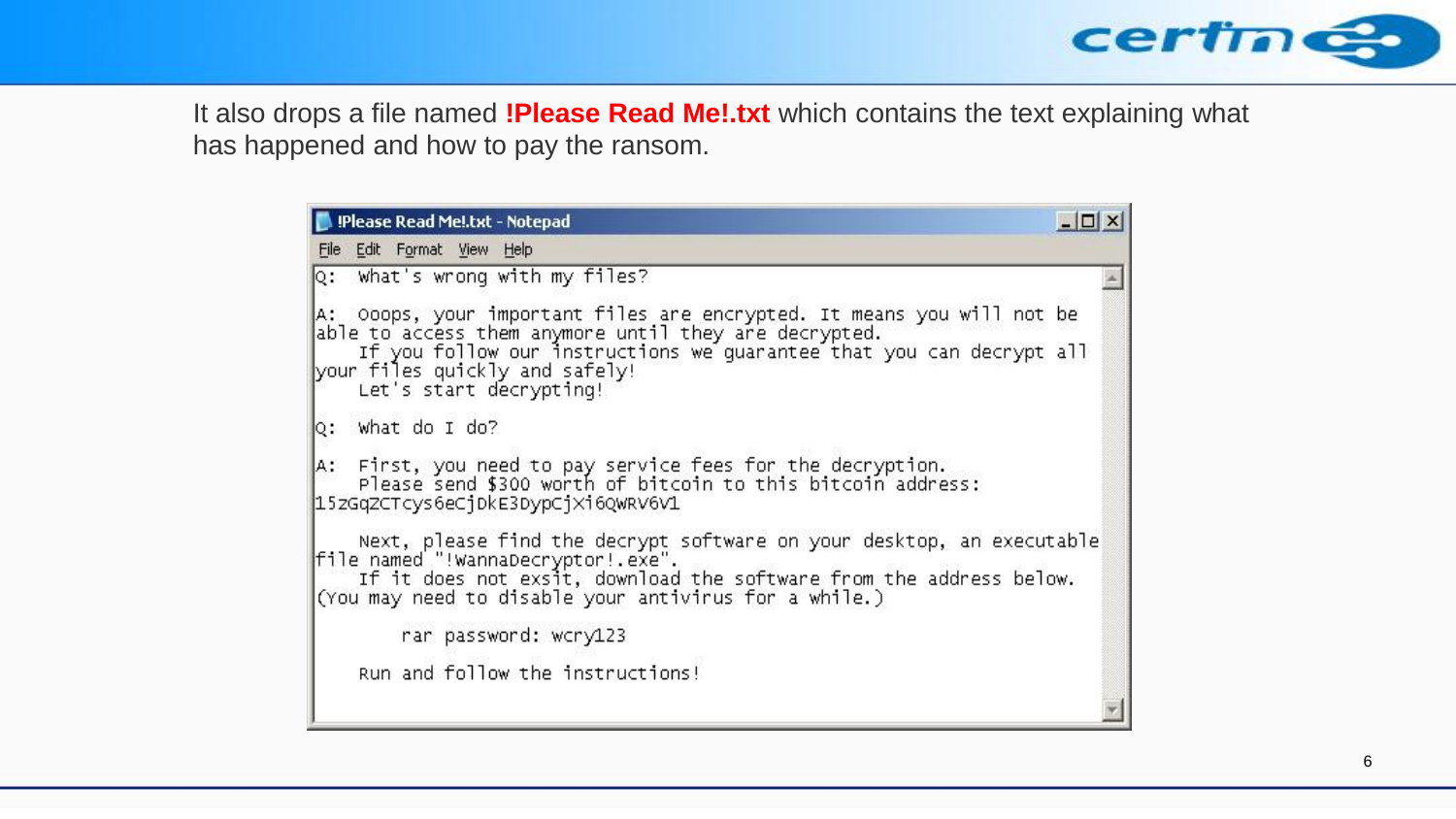It also drops a file named **!Please Read Me!.txt** which contains the text explaining what has happened and how to pay the ransom.

```
!Please Read Me!.txt - Notepad

Q:  What's wrong with my files?

A:  Ooops, your important files are encrypted. It means you will not be
able to access them anymore until they are decrypted.
    If you follow our instructions we guarantee that you can decrypt all
your files quickly and safely!
    Let's start decrypting!

Q:  What do I do?

A:  First, you need to pay service fees for the decryption.
    Please send $300 worth of bitcoin to this bitcoin address:
15zGqZCTcys6eCjDkE3DypCjXi6QWRV6V1

    Next, please find the decrypt software on your desktop, an executable
file named "!WannaDecryptor!.exe".
    If it does not exsit, download the software from the address below.
(You may need to disable your antivirus for a while.)

        rar password: wcry123

    Run and follow the instructions!
```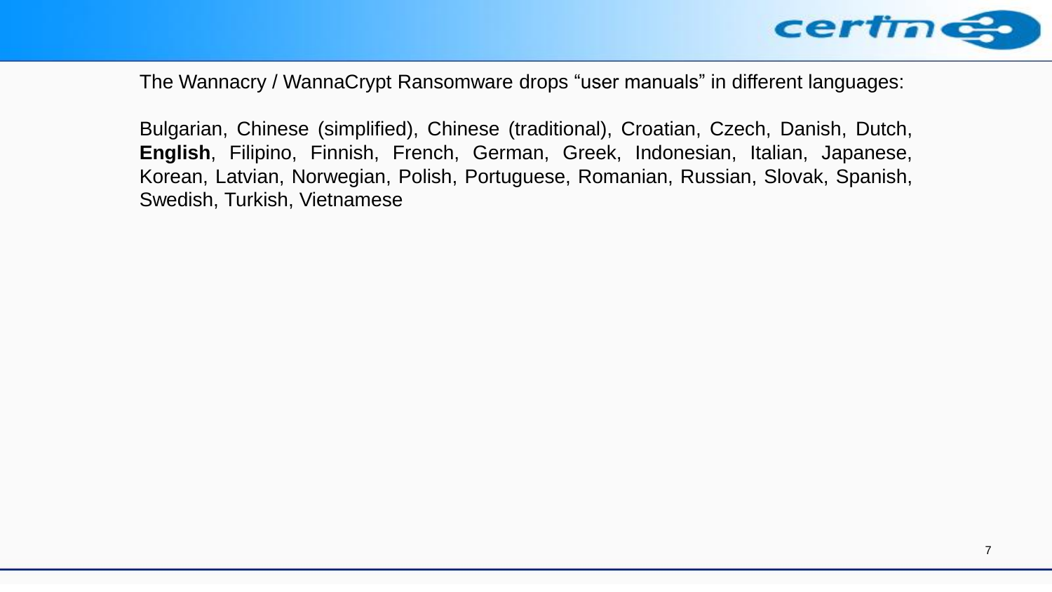The Wannacry / WannaCrypt Ransomware drops “user manuals” in different languages:

Bulgarian, Chinese (simplified), Chinese (traditional), Croatian, Czech, Danish, Dutch, **English**, Filipino, Finnish, French, German, Greek, Indonesian, Italian, Japanese, Korean, Latvian, Norwegian, Polish, Portuguese, Romanian, Russian, Slovak, Spanish, Swedish, Turkish, Vietnamese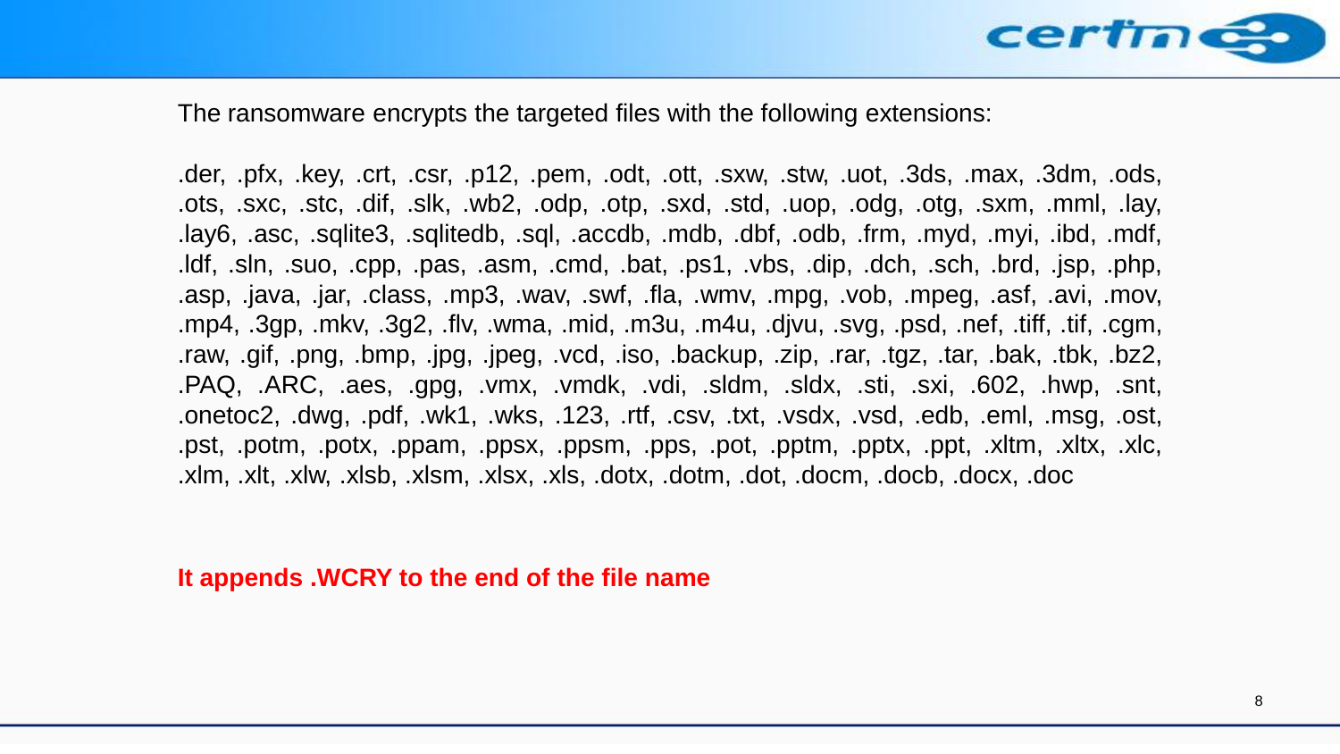The ransomware encrypts the targeted files with the following extensions:

.der, .pfx, .key, .crt, .csr, .p12, .pem, .odt, .ott, .sxw, .stw, .uot, .3ds, .max, .3dm, .ods, .ots, .sxc, .stc, .dif, .slk, .wb2, .odp, .otp, .sxd, .std, .uop, .odg, .otg, .sxm, .mml, .lay, .lay6, .asc, .sqlite3, .sqlitedb, .sql, .accdb, .mdb, .dbf, .odb, .frm, .myd, .myi, .ibd, .mdf, .ldf, .sln, .suo, .cpp, .pas, .asm, .cmd, .bat, .ps1, .vbs, .dip, .dch, .sch, .brd, .jsp, .php, .asp, .java, .jar, .class, .mp3, .wav, .swf, .fla, .wmv, .mpg, .vob, .mpeg, .asf, .avi, .mov, .mp4, .3gp, .mkv, .3g2, .flv, .wma, .mid, .m3u, .m4u, .djvu, .svg, .psd, .nef, .tiff, .tif, .cgm, .raw, .gif, .png, .bmp, .jpg, .jpeg, .vcd, .iso, .backup, .zip, .rar, .tgz, .tar, .bak, .tbk, .bz2, .PAQ, .ARC, .aes, .gpg, .vmx, .vmdk, .vdi, .sldm, .sldx, .sti, .sxi, .602, .hwp, .snt, .onetoc2, .dwg, .pdf, .wk1, .wks, .123, .rtf, .csv, .txt, .vsdx, .vsd, .edb, .eml, .msg, .ost, .pst, .potm, .potx, .ppam, .ppsx, .ppsm, .pps, .pot, .pptm, .pptx, .ppt, .xltm, .xltx, .xlc, .xlm, .xlt, .xlw, .xlsb, .xlsm, .xlsx, .xls, .dotx, .dotm, .dot, .docm, .docb, .docx, .doc

**It appends .WCRY to the end of the file name**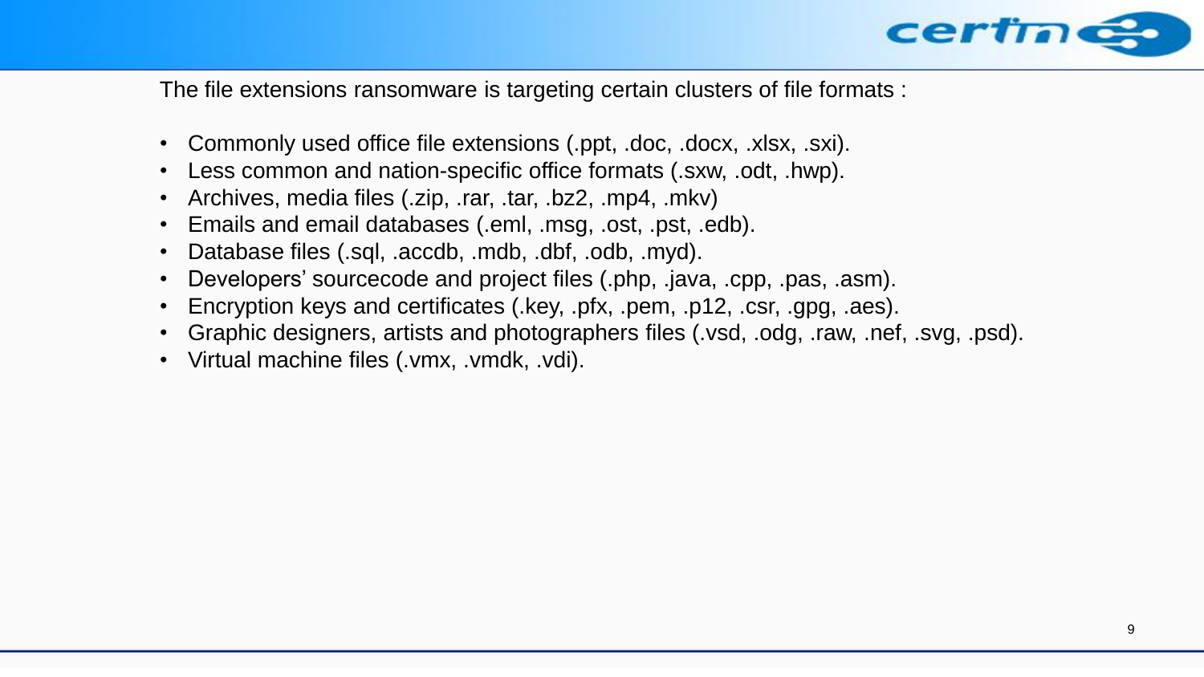The file extensions ransomware is targeting certain clusters of file formats :

- Commonly used office file extensions (.ppt, .doc, .docx, .xlsx, .sxi).
- Less common and nation-specific office formats (.sxw, .odt, .hwp).
- Archives, media files (.zip, .rar, .tar, .bz2, .mp4, .mkv)
- Emails and email databases (.eml, .msg, .ost, .pst, .edb).
- Database files (.sql, .accdb, .mdb, .dbf, .odb, .myd).
- Developers' sourcecode and project files (.php, .java, .cpp, .pas, .asm).
- Encryption keys and certificates (.key, .pfx, .pem, .p12, .csr, .gpg, .aes).
- Graphic designers, artists and photographers files (.vsd, .odg, .raw, .nef, .svg, .psd).
- Virtual machine files (.vmx, .vmdk, .vdi).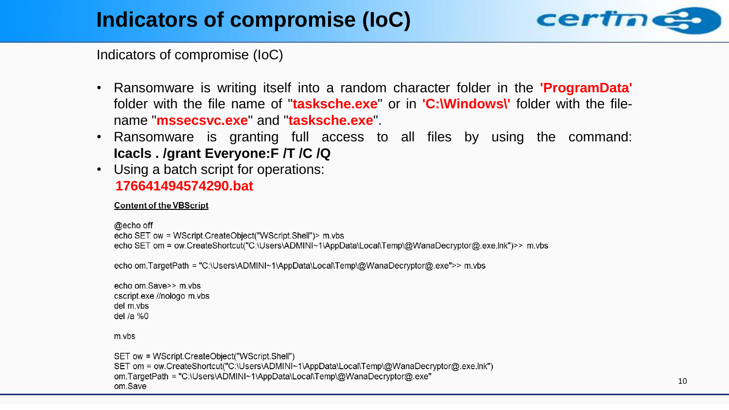# Indicators of compromise (IoC)

Indicators of compromise (IoC)

- Ransomware is writing itself into a random character folder in the **'ProgramData'** folder with the file name of "**tasksche.exe**" or in **'C:\Windows\'** folder with the file-name "**mssecsvc.exe**" and "**tasksche.exe**".
- Ransomware is granting full access to all files by using the command: **Icacls . /grant Everyone:F /T /C /Q**
- Using a batch script for operations: **176641494574290.bat**

**Content of the VBScript**

```
@echo off
echo SET ow = WScript.CreateObject("WScript.Shell")> m.vbs
echo SET om = ow.CreateShortcut("C:\Users\ADMINI~1\AppData\Local\Temp\@WanaDecryptor@.exe.lnk")>> m.vbs

echo om.TargetPath = "C:\Users\ADMINI~1\AppData\Local\Temp\@WanaDecryptor@.exe">> m.vbs

echo om.Save>> m.vbs
cscript.exe //nologo m.vbs
del m.vbs
del /a %0

m.vbs

SET ow = WScript.CreateObject("WScript.Shell")
SET om = ow.CreateShortcut("C:\Users\ADMINI~1\AppData\Local\Temp\@WanaDecryptor@.exe.lnk")
om.TargetPath = "C:\Users\ADMINI~1\AppData\Local\Temp\@WanaDecryptor@.exe"
om.Save
```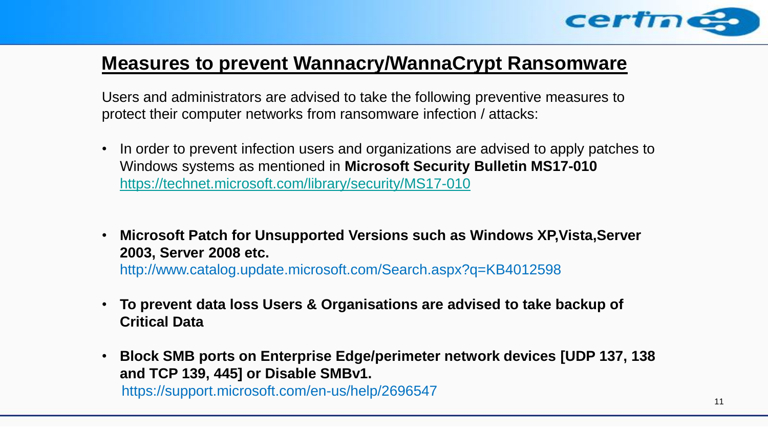## Measures to prevent Wannacry/WannaCrypt Ransomware

Users and administrators are advised to take the following preventive measures to protect their computer networks from ransomware infection / attacks:

- In order to prevent infection users and organizations are advised to apply patches to Windows systems as mentioned in **Microsoft Security Bulletin MS17-010** https://technet.microsoft.com/library/security/MS17-010

- **Microsoft Patch for Unsupported Versions such as Windows XP,Vista,Server 2003, Server 2008 etc.**
  http://www.catalog.update.microsoft.com/Search.aspx?q=KB4012598

- **To prevent data loss Users & Organisations are advised to take backup of Critical Data**

- **Block SMB ports on Enterprise Edge/perimeter network devices [UDP 137, 138 and TCP 139, 445] or Disable SMBv1.**
  https://support.microsoft.com/en-us/help/2696547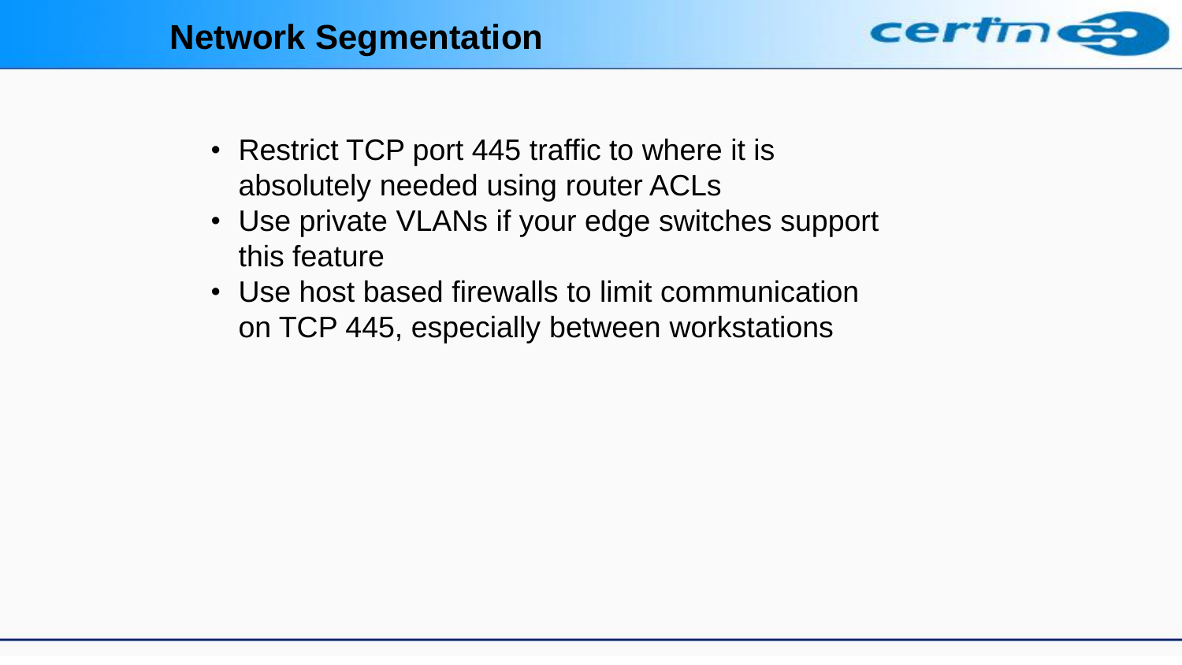# Network Segmentation

- Restrict TCP port 445 traffic to where it is absolutely needed using router ACLs
- Use private VLANs if your edge switches support this feature
- Use host based firewalls to limit communication on TCP 445, especially between workstations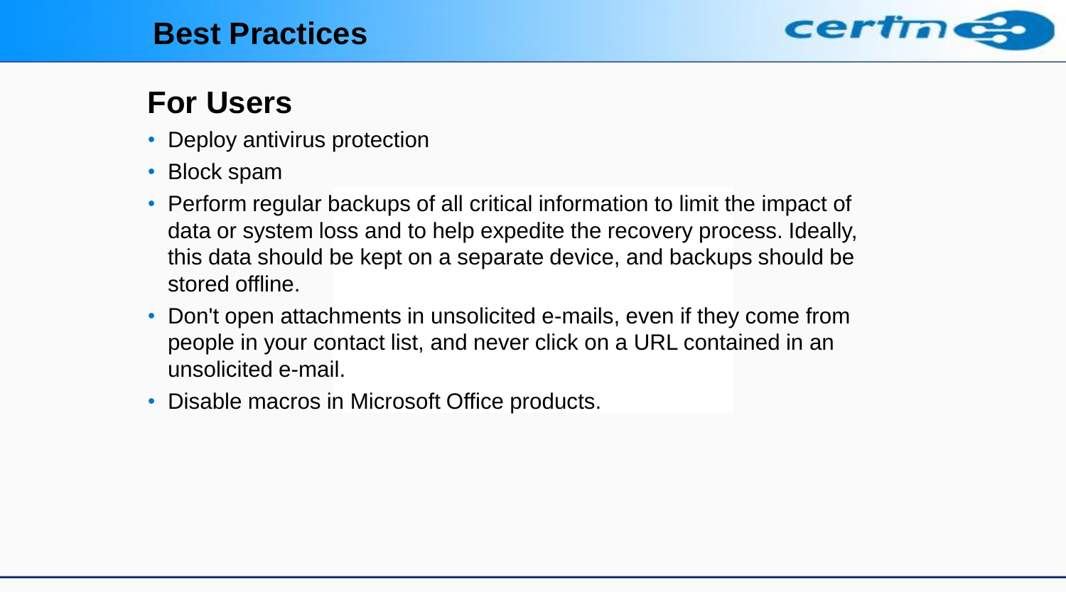# Best Practices

## For Users

- Deploy antivirus protection
- Block spam
- Perform regular backups of all critical information to limit the impact of data or system loss and to help expedite the recovery process. Ideally, this data should be kept on a separate device, and backups should be stored offline.
- Don't open attachments in unsolicited e-mails, even if they come from people in your contact list, and never click on a URL contained in an unsolicited e-mail.
- Disable macros in Microsoft Office products.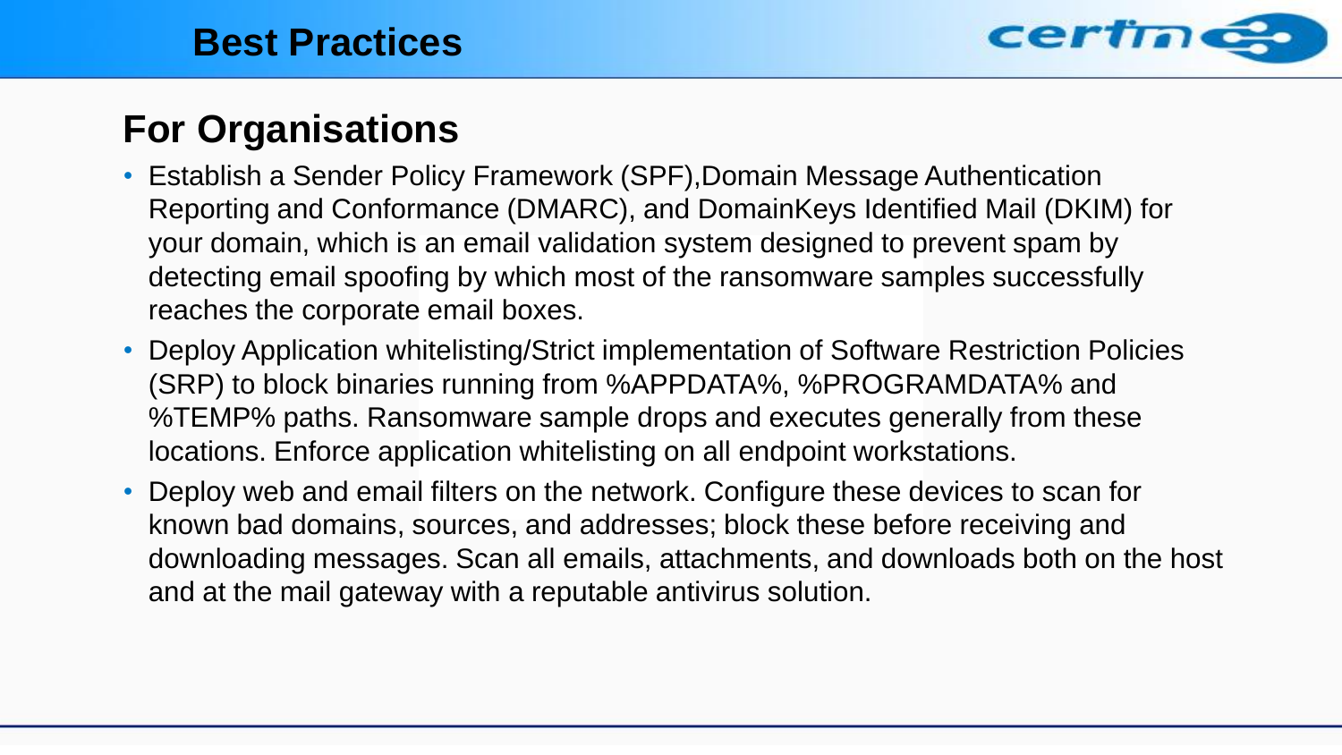# Best Practices

## For Organisations

- Establish a Sender Policy Framework (SPF),Domain Message Authentication Reporting and Conformance (DMARC), and DomainKeys Identified Mail (DKIM) for your domain, which is an email validation system designed to prevent spam by detecting email spoofing by which most of the ransomware samples successfully reaches the corporate email boxes.
- Deploy Application whitelisting/Strict implementation of Software Restriction Policies (SRP) to block binaries running from %APPDATA%, %PROGRAMDATA% and %TEMP% paths. Ransomware sample drops and executes generally from these locations. Enforce application whitelisting on all endpoint workstations.
- Deploy web and email filters on the network. Configure these devices to scan for known bad domains, sources, and addresses; block these before receiving and downloading messages. Scan all emails, attachments, and downloads both on the host and at the mail gateway with a reputable antivirus solution.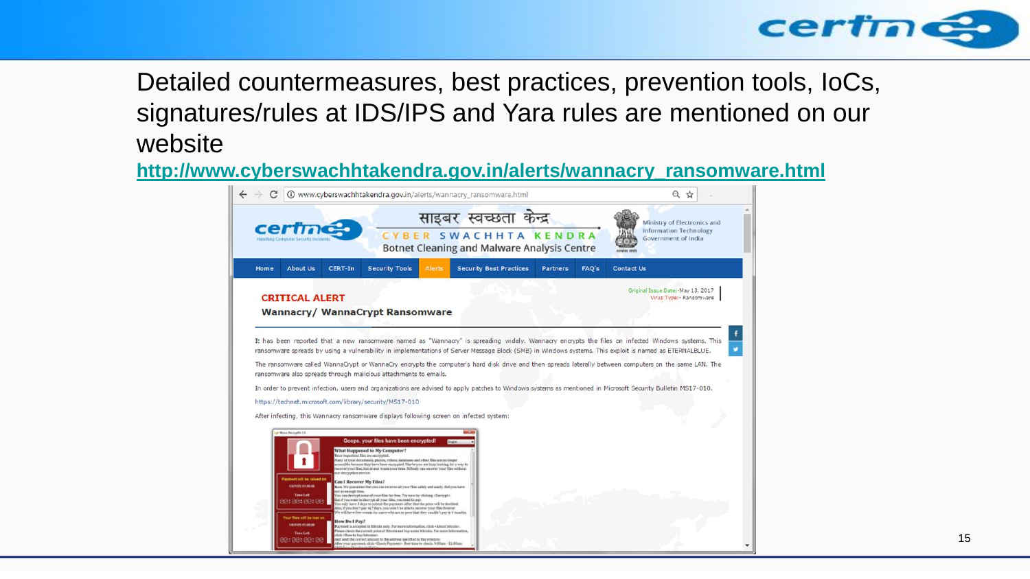Detailed countermeasures, best practices, prevention tools, IoCs, signatures/rules at IDS/IPS and Yara rules are mentioned on our website

**http://www.cyberswachhtakendra.gov.in/alerts/wannacry_ransomware.html**

www.cyberswachhtakendra.gov.in/alerts/wannacry_ransomware.html

साइबर स्वच्छता केन्द्र

CYBER SWACHHTA KENDRA

Botnet Cleaning and Malware Analysis Centre

Ministry of Electronics and Information Technology Government of India

Home | About Us | CERT-In | Security Tools | Alerts | Security Best Practices | Partners | FAQ's | Contact Us

Original Issue Date:- May 13, 2017

Virus Type:- Ransomware

**CRITICAL ALERT**

**Wannacry/ WannaCrypt Ransomware**

It has been reported that a new ransomware named as "Wannacry" is spreading widely. Wannacry encrypts the files on infected Windows systems. This ransomware spreads by using a vulnerability in implementations of Server Message Block (SMB) in Windows systems. This exploit is named as ETERNALBLUE.

The ransomware called WannaCrypt or WannaCry encrypts the computer's hard disk drive and then spreads laterally between computers on the same LAN. The ransomware also spreads through malicious attachments to emails.

In order to prevent infection, users and organizations are advised to apply patches to Windows systems as mentioned in Microsoft Security Bulletin MS17-010.

https://technet.microsoft.com/library/security/MS17-010

After infecting, this Wannacry ransomware displays following screen on infected system: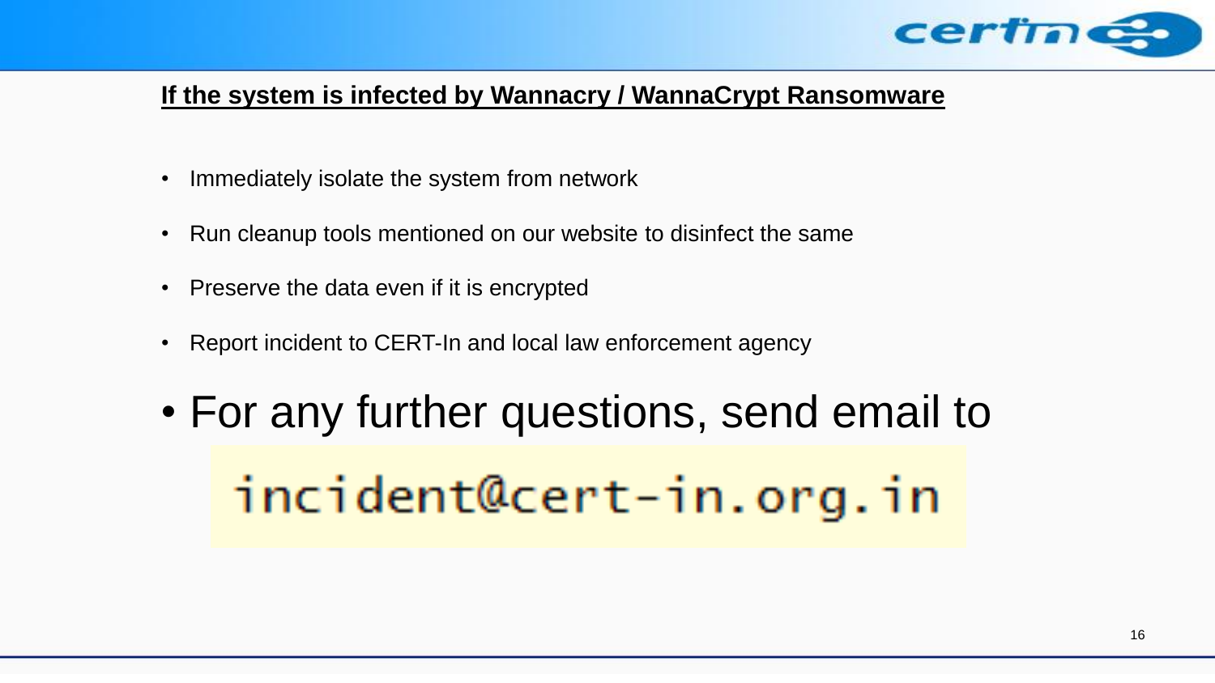## If the system is infected by Wannacry / WannaCrypt Ransomware

- Immediately isolate the system from network
- Run cleanup tools mentioned on our website to disinfect the same
- Preserve the data even if it is encrypted
- Report incident to CERT-In and local law enforcement agency
- For any further questions, send email to

incident@cert-in.org.in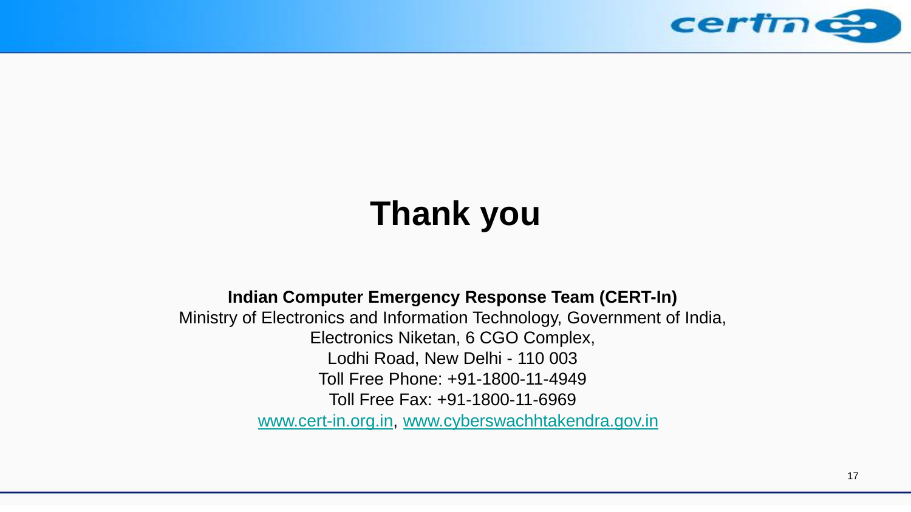# Thank you

**Indian Computer Emergency Response Team (CERT-In)**

Ministry of Electronics and Information Technology, Government of India,

Electronics Niketan, 6 CGO Complex,

Lodhi Road, New Delhi - 110 003

Toll Free Phone: +91-1800-11-4949

Toll Free Fax: +91-1800-11-6969

www.cert-in.org.in, www.cyberswachhtakendra.gov.in